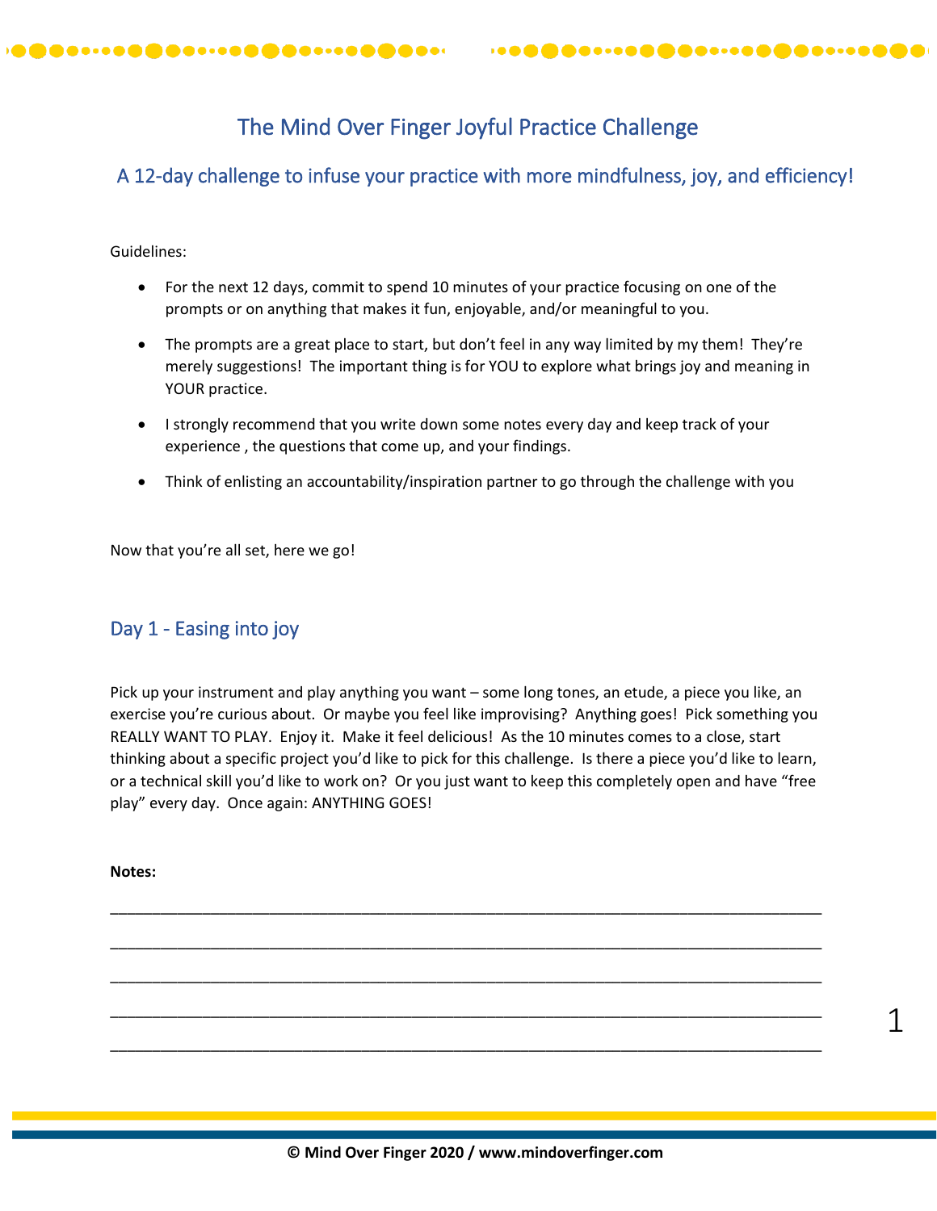# The Mind Over Finger Joyful Practice Challenge

## A 12-day challenge to infuse your practice with more mindfulness, joy, and efficiency!

Guidelines:

- For the next 12 days, commit to spend 10 minutes of your practice focusing on one of the prompts or on anything that makes it fun, enjoyable, and/or meaningful to you.
- The prompts are a great place to start, but don't feel in any way limited by my them! They're merely suggestions! The important thing is for YOU to explore what brings joy and meaning in YOUR practice.
- I strongly recommend that you write down some notes every day and keep track of your experience , the questions that come up, and your findings.
- Think of enlisting an accountability/inspiration partner to go through the challenge with you

Now that you're all set, here we go!

## Day 1 - Easing into joy

Pick up your instrument and play anything you want – some long tones, an etude, a piece you like, an exercise you're curious about. Or maybe you feel like improvising? Anything goes! Pick something you REALLY WANT TO PLAY. Enjoy it. Make it feel delicious! As the 10 minutes comes to a close, start thinking about a specific project you'd like to pick for this challenge. Is there a piece you'd like to learn, or a technical skill you'd like to work on? Or you just want to keep this completely open and have "free play" every day. Once again: ANYTHING GOES!

**Notes:**

\_\_\_\_\_\_\_\_\_\_\_\_\_\_\_\_\_\_\_\_\_\_\_\_\_\_\_\_\_\_\_\_\_\_\_\_\_\_\_\_\_\_\_\_\_\_\_\_\_\_\_\_\_\_\_\_\_\_\_\_\_\_\_\_\_\_\_\_\_\_\_\_\_\_\_\_\_\_

\_\_\_\_\_\_\_\_\_\_\_\_\_\_\_\_\_\_\_\_\_\_\_\_\_\_\_\_\_\_\_\_\_\_\_\_\_\_\_\_\_\_\_\_\_\_\_\_\_\_\_\_\_\_\_\_\_\_\_\_\_\_\_\_\_\_\_\_\_\_\_\_\_\_\_\_\_\_

\_\_\_\_\_\_\_\_\_\_\_\_\_\_\_\_\_\_\_\_\_\_\_\_\_\_\_\_\_\_\_\_\_\_\_\_\_\_\_\_\_\_\_\_\_\_\_\_\_\_\_\_\_\_\_\_\_\_\_\_\_\_\_\_\_\_\_\_\_\_\_\_\_\_\_\_\_\_

\_\_\_\_\_\_\_\_\_\_\_\_\_\_\_\_\_\_\_\_\_\_\_\_\_\_\_\_\_\_\_\_\_\_\_\_\_\_\_\_\_\_\_\_\_\_\_\_\_\_\_\_\_\_\_\_\_\_\_\_\_\_\_\_\_\_\_\_\_\_\_\_\_\_\_\_\_\_

\_\_\_\_\_\_\_\_\_\_\_\_\_\_\_\_\_\_\_\_\_\_\_\_\_\_\_\_\_\_\_\_\_\_\_\_\_\_\_\_\_\_\_\_\_\_\_\_\_\_\_\_\_\_\_\_\_\_\_\_\_\_\_\_\_\_\_\_\_\_\_\_\_\_\_\_\_\_

**© Mind Over Finger 2020 / www.mindoverfinger.com**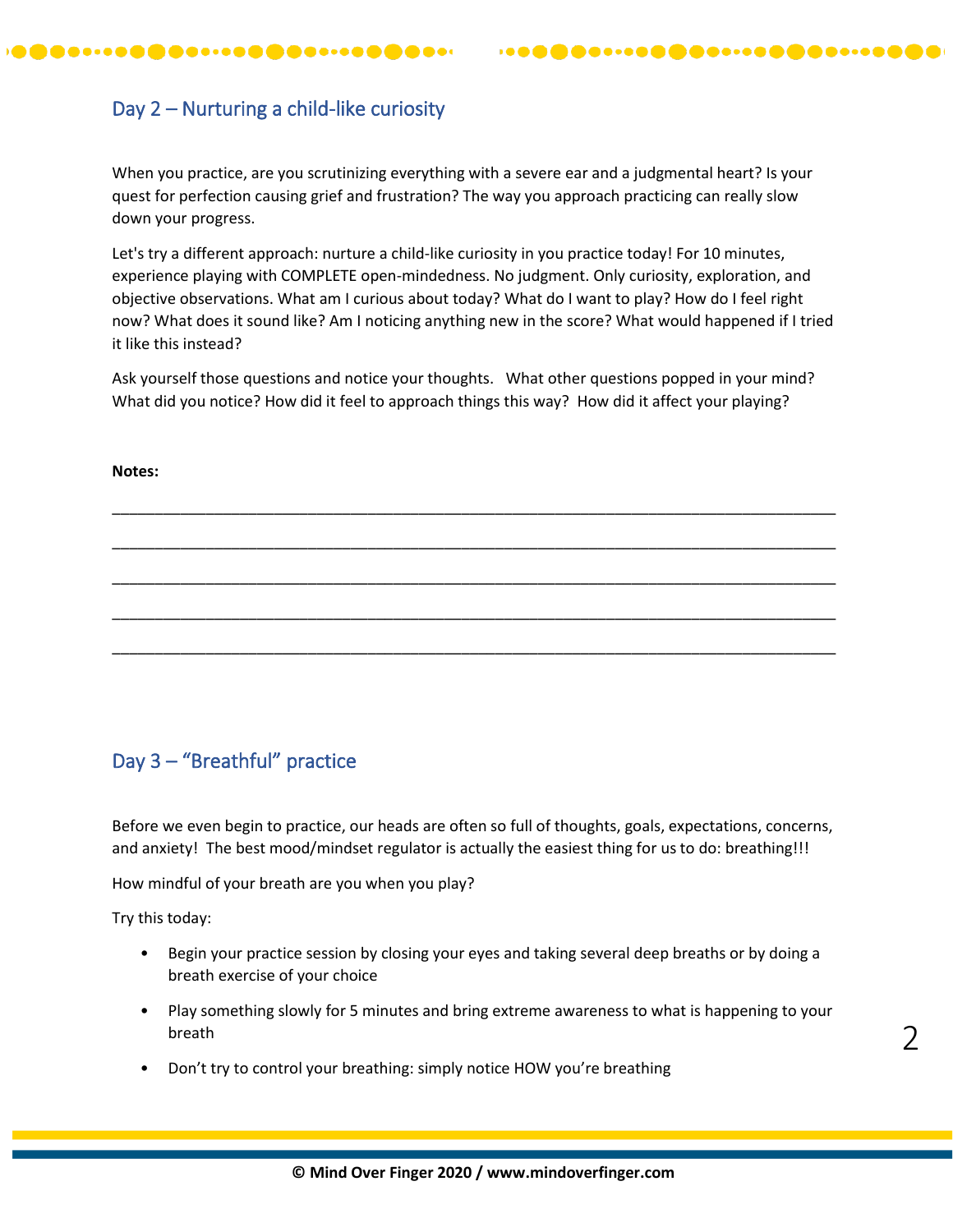## Day 2 – Nurturing a child-like curiosity

When you practice, are you scrutinizing everything with a severe ear and a judgmental heart? Is your quest for perfection causing grief and frustration? The way you approach practicing can really slow down your progress.

Let's try a different approach: nurture a child-like curiosity in you practice today! For 10 minutes, experience playing with COMPLETE open-mindedness. No judgment. Only curiosity, exploration, and objective observations. What am I curious about today? What do I want to play? How do I feel right now? What does it sound like? Am I noticing anything new in the score? What would happened if I tried it like this instead?

Ask yourself those questions and notice your thoughts. What other questions popped in your mind? What did you notice? How did it feel to approach things this way? How did it affect your playing?

**Notes:**

_______________________________________________________________________________

_______________________________________________________________________________

_______________________________________________________________________________

_______________________________________________________________________________

_______________________________________________________________________________

## Day 3 – "Breathful" practice

Before we even begin to practice, our heads are often so full of thoughts, goals, expectations, concerns, and anxiety! The best mood/mindset regulator is actually the easiest thing for us to do: breathing!!!

How mindful of your breath are you when you play?

Try this today:

- Begin your practice session by closing your eyes and taking several deep breaths or by doing a breath exercise of your choice
- Play something slowly for 5 minutes and bring extreme awareness to what is happening to your breath
- Don't try to control your breathing: simply notice HOW you're breathing

**© Mind Over Finger 2020 / www.mindoverfinger.com**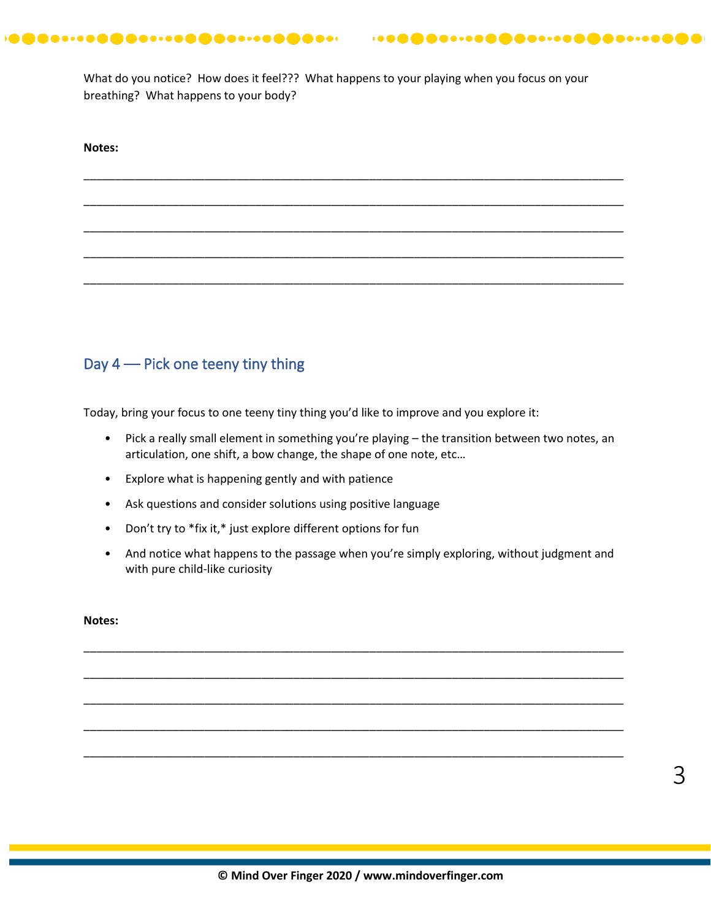What do you notice? How does it feel??? What happens to your playing when you focus on your breathing? What happens to your body?

**Notes:**

_______________________________________________________________________________

_______________________________________________________________________________

_______________________________________________________________________________

_______________________________________________________________________________

_______________________________________________________________________________

## Day 4 — Pick one teeny tiny thing

Today, bring your focus to one teeny tiny thing you'd like to improve and you explore it:

- Pick a really small element in something you're playing – the transition between two notes, an articulation, one shift, a bow change, the shape of one note, etc…
- Explore what is happening gently and with patience
- Ask questions and consider solutions using positive language
- Don't try to *fix it,* just explore different options for fun
- And notice what happens to the passage when you're simply exploring, without judgment and with pure child-like curiosity

**Notes:**

_______________________________________________________________________________

_______________________________________________________________________________

_______________________________________________________________________________

_______________________________________________________________________________

_______________________________________________________________________________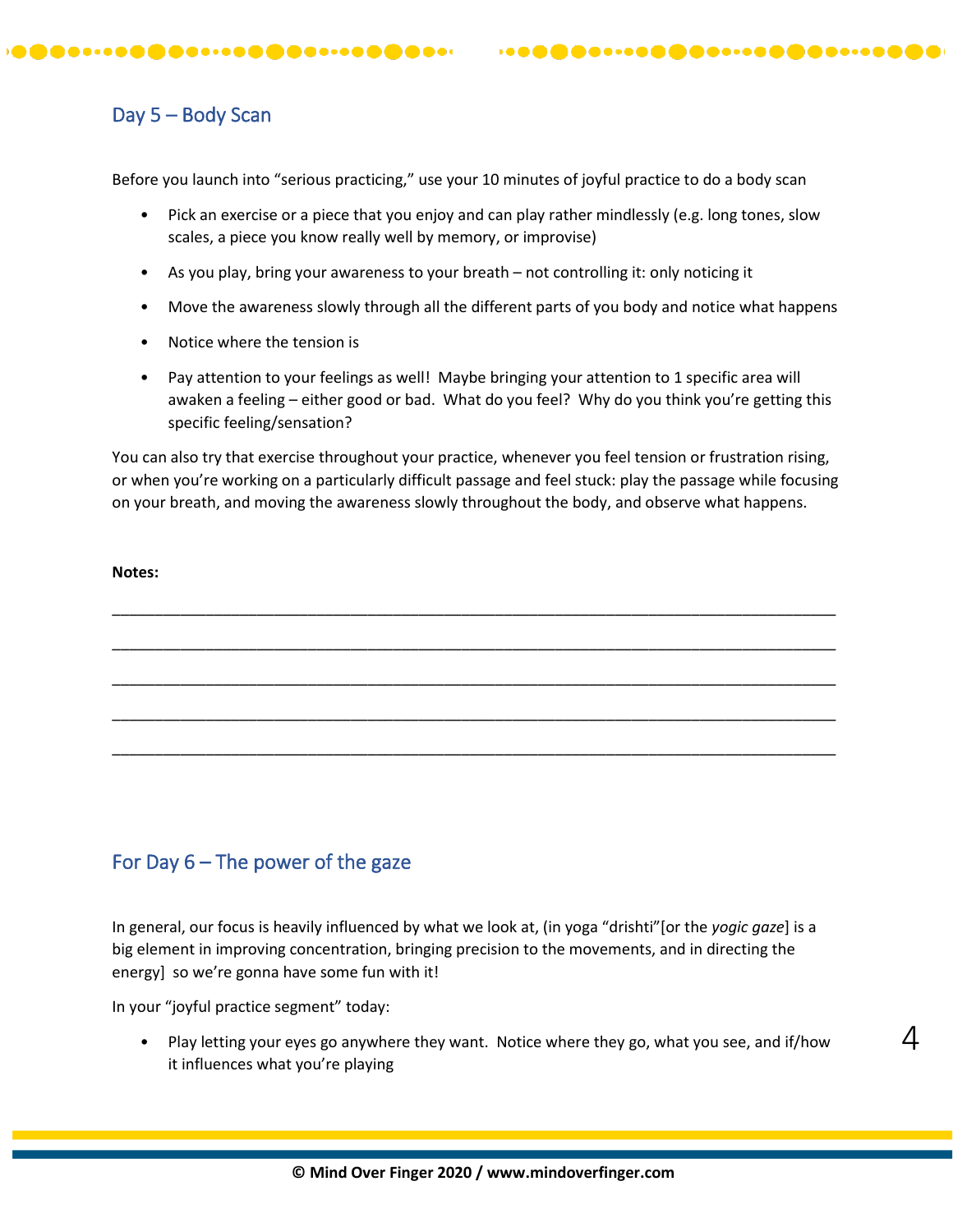## Day 5 – Body Scan

Before you launch into “serious practicing,” use your 10 minutes of joyful practice to do a body scan

- Pick an exercise or a piece that you enjoy and can play rather mindlessly (e.g. long tones, slow scales, a piece you know really well by memory, or improvise)
- As you play, bring your awareness to your breath – not controlling it: only noticing it
- Move the awareness slowly through all the different parts of you body and notice what happens
- Notice where the tension is
- Pay attention to your feelings as well! Maybe bringing your attention to 1 specific area will awaken a feeling – either good or bad. What do you feel? Why do you think you’re getting this specific feeling/sensation?

You can also try that exercise throughout your practice, whenever you feel tension or frustration rising, or when you’re working on a particularly difficult passage and feel stuck: play the passage while focusing on your breath, and moving the awareness slowly throughout the body, and observe what happens.

**Notes:**

_______________________________________________________________________________

_______________________________________________________________________________

_______________________________________________________________________________

_______________________________________________________________________________

_______________________________________________________________________________

## For Day 6 – The power of the gaze

In general, our focus is heavily influenced by what we look at, (in yoga “drishti”[or the *yogic gaze*] is a big element in improving concentration, bringing precision to the movements, and in directing the energy] so we’re gonna have some fun with it!

In your “joyful practice segment” today:

- Play letting your eyes go anywhere they want. Notice where they go, what you see, and if/how it influences what you’re playing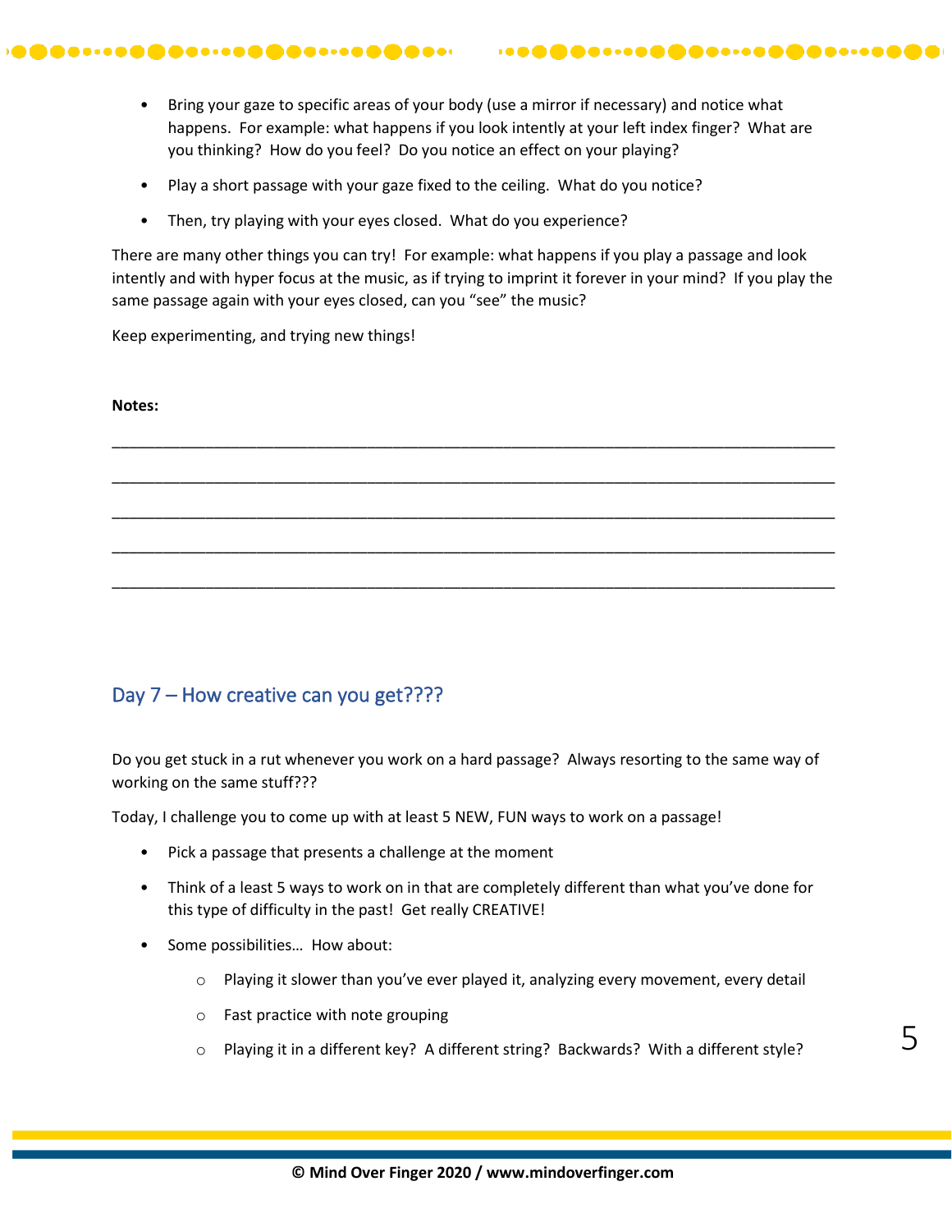- Bring your gaze to specific areas of your body (use a mirror if necessary) and notice what happens. For example: what happens if you look intently at your left index finger? What are you thinking? How do you feel? Do you notice an effect on your playing?
- Play a short passage with your gaze fixed to the ceiling. What do you notice?
- Then, try playing with your eyes closed. What do you experience?

There are many other things you can try! For example: what happens if you play a passage and look intently and with hyper focus at the music, as if trying to imprint it forever in your mind? If you play the same passage again with your eyes closed, can you "see" the music?

Keep experimenting, and trying new things!

**Notes:**

________________________________________________________________________________

________________________________________________________________________________

________________________________________________________________________________

________________________________________________________________________________

________________________________________________________________________________

## Day 7 – How creative can you get????

Do you get stuck in a rut whenever you work on a hard passage? Always resorting to the same way of working on the same stuff???

Today, I challenge you to come up with at least 5 NEW, FUN ways to work on a passage!

- Pick a passage that presents a challenge at the moment
- Think of a least 5 ways to work on in that are completely different than what you've done for this type of difficulty in the past! Get really CREATIVE!
- Some possibilities… How about:
  - Playing it slower than you've ever played it, analyzing every movement, every detail
  - Fast practice with note grouping
  - Playing it in a different key? A different string? Backwards? With a different style?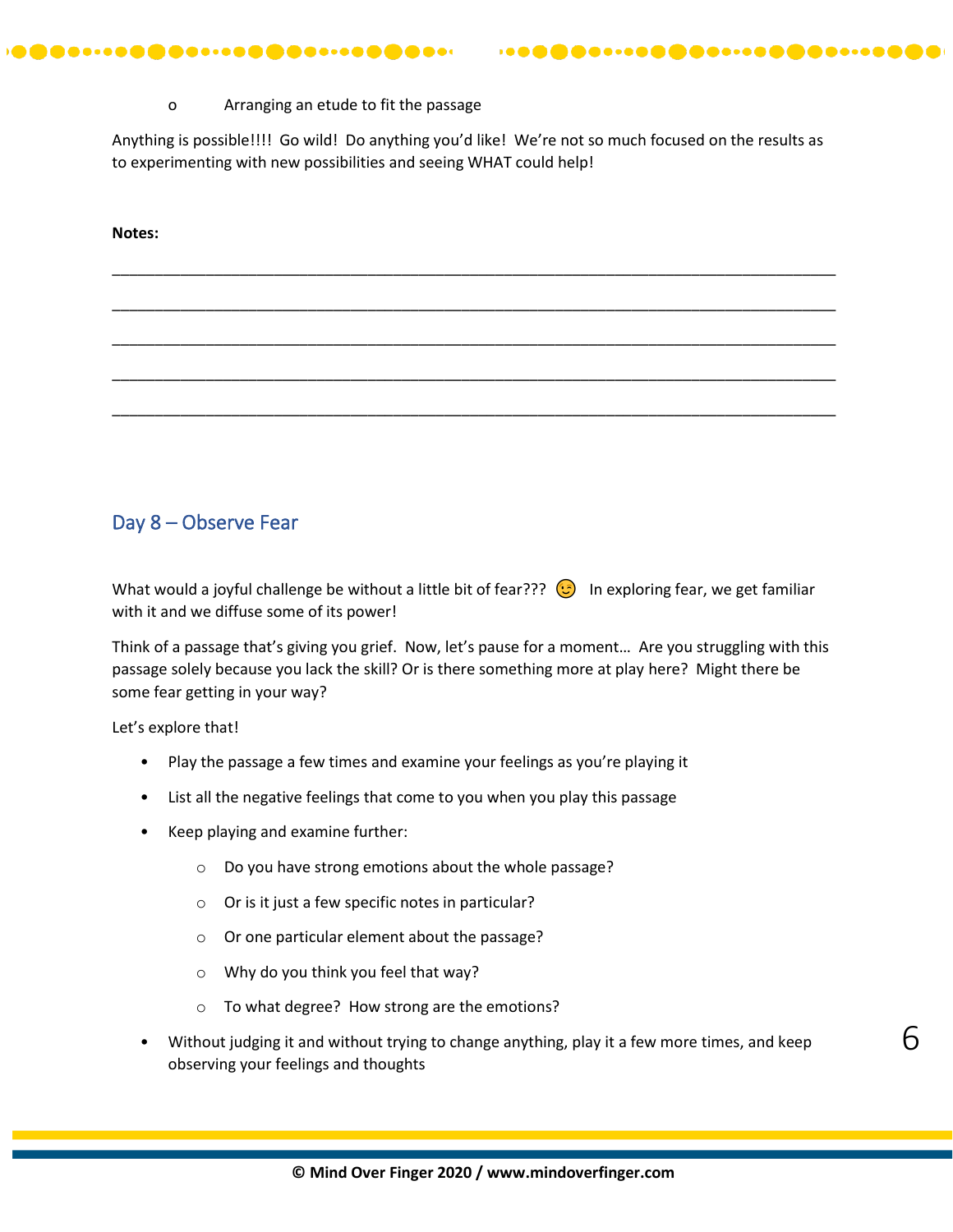- Arranging an etude to fit the passage

Anything is possible!!!! Go wild! Do anything you'd like! We're not so much focused on the results as to experimenting with new possibilities and seeing WHAT could help!

**Notes:**

_______________________________________________________________________________

_______________________________________________________________________________

_______________________________________________________________________________

_______________________________________________________________________________

_______________________________________________________________________________

## Day 8 – Observe Fear

What would a joyful challenge be without a little bit of fear??? 😉 In exploring fear, we get familiar with it and we diffuse some of its power!

Think of a passage that's giving you grief. Now, let's pause for a moment… Are you struggling with this passage solely because you lack the skill? Or is there something more at play here? Might there be some fear getting in your way?

Let's explore that!

- Play the passage a few times and examine your feelings as you're playing it
- List all the negative feelings that come to you when you play this passage
- Keep playing and examine further:
  - Do you have strong emotions about the whole passage?
  - Or is it just a few specific notes in particular?
  - Or one particular element about the passage?
  - Why do you think you feel that way?
  - To what degree? How strong are the emotions?
- Without judging it and without trying to change anything, play it a few more times, and keep observing your feelings and thoughts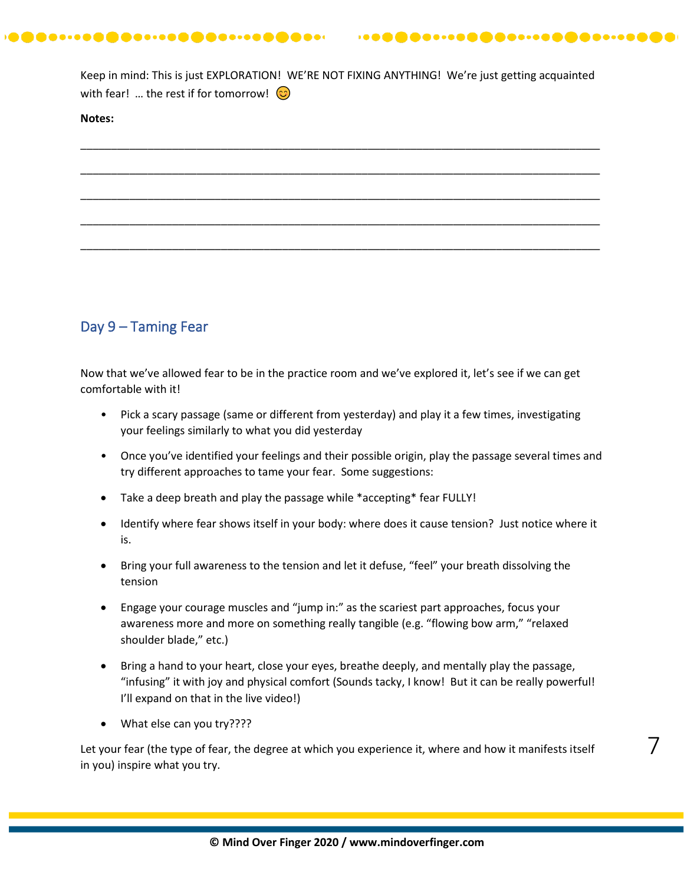Keep in mind: This is just EXPLORATION! WE'RE NOT FIXING ANYTHING! We're just getting acquainted with fear! … the rest if for tomorrow! 😊

**Notes:**

\_\_\_\_\_\_\_\_\_\_\_\_\_\_\_\_\_\_\_\_\_\_\_\_\_\_\_\_\_\_\_\_\_\_\_\_\_\_\_\_\_\_\_\_\_\_\_\_\_\_\_\_\_\_\_\_\_\_\_\_\_\_\_\_\_\_\_\_\_\_\_\_\_\_\_\_

\_\_\_\_\_\_\_\_\_\_\_\_\_\_\_\_\_\_\_\_\_\_\_\_\_\_\_\_\_\_\_\_\_\_\_\_\_\_\_\_\_\_\_\_\_\_\_\_\_\_\_\_\_\_\_\_\_\_\_\_\_\_\_\_\_\_\_\_\_\_\_\_\_\_\_\_

\_\_\_\_\_\_\_\_\_\_\_\_\_\_\_\_\_\_\_\_\_\_\_\_\_\_\_\_\_\_\_\_\_\_\_\_\_\_\_\_\_\_\_\_\_\_\_\_\_\_\_\_\_\_\_\_\_\_\_\_\_\_\_\_\_\_\_\_\_\_\_\_\_\_\_\_

\_\_\_\_\_\_\_\_\_\_\_\_\_\_\_\_\_\_\_\_\_\_\_\_\_\_\_\_\_\_\_\_\_\_\_\_\_\_\_\_\_\_\_\_\_\_\_\_\_\_\_\_\_\_\_\_\_\_\_\_\_\_\_\_\_\_\_\_\_\_\_\_\_\_\_\_

\_\_\_\_\_\_\_\_\_\_\_\_\_\_\_\_\_\_\_\_\_\_\_\_\_\_\_\_\_\_\_\_\_\_\_\_\_\_\_\_\_\_\_\_\_\_\_\_\_\_\_\_\_\_\_\_\_\_\_\_\_\_\_\_\_\_\_\_\_\_\_\_\_\_\_\_

## Day 9 – Taming Fear

Now that we've allowed fear to be in the practice room and we've explored it, let's see if we can get comfortable with it!

- Pick a scary passage (same or different from yesterday) and play it a few times, investigating your feelings similarly to what you did yesterday
- Once you've identified your feelings and their possible origin, play the passage several times and try different approaches to tame your fear. Some suggestions:
- Take a deep breath and play the passage while *accepting* fear FULLY!
- Identify where fear shows itself in your body: where does it cause tension? Just notice where it is.
- Bring your full awareness to the tension and let it defuse, "feel" your breath dissolving the tension
- Engage your courage muscles and "jump in:" as the scariest part approaches, focus your awareness more and more on something really tangible (e.g. "flowing bow arm," "relaxed shoulder blade," etc.)
- Bring a hand to your heart, close your eyes, breathe deeply, and mentally play the passage, "infusing" it with joy and physical comfort (Sounds tacky, I know! But it can be really powerful! I'll expand on that in the live video!)
- What else can you try????

Let your fear (the type of fear, the degree at which you experience it, where and how it manifests itself in you) inspire what you try.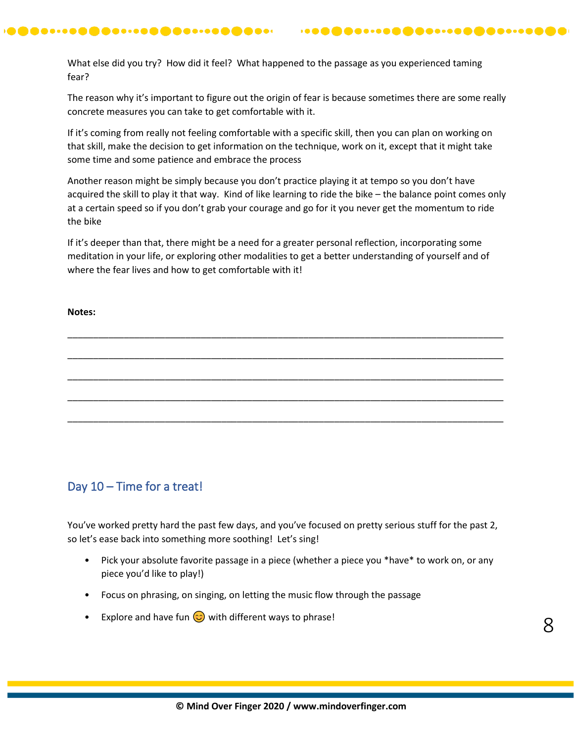What else did you try? How did it feel? What happened to the passage as you experienced taming fear?

The reason why it's important to figure out the origin of fear is because sometimes there are some really concrete measures you can take to get comfortable with it.

If it's coming from really not feeling comfortable with a specific skill, then you can plan on working on that skill, make the decision to get information on the technique, work on it, except that it might take some time and some patience and embrace the process

Another reason might be simply because you don't practice playing it at tempo so you don't have acquired the skill to play it that way. Kind of like learning to ride the bike – the balance point comes only at a certain speed so if you don't grab your courage and go for it you never get the momentum to ride the bike

If it's deeper than that, there might be a need for a greater personal reflection, incorporating some meditation in your life, or exploring other modalities to get a better understanding of yourself and of where the fear lives and how to get comfortable with it!

**Notes:**

_______________________________________________________________________________

_______________________________________________________________________________

_______________________________________________________________________________

_______________________________________________________________________________

_______________________________________________________________________________

## Day 10 – Time for a treat!

You've worked pretty hard the past few days, and you've focused on pretty serious stuff for the past 2, so let's ease back into something more soothing! Let's sing!

- Pick your absolute favorite passage in a piece (whether a piece you *have* to work on, or any piece you'd like to play!)
- Focus on phrasing, on singing, on letting the music flow through the passage
- Explore and have fun 😊 with different ways to phrase!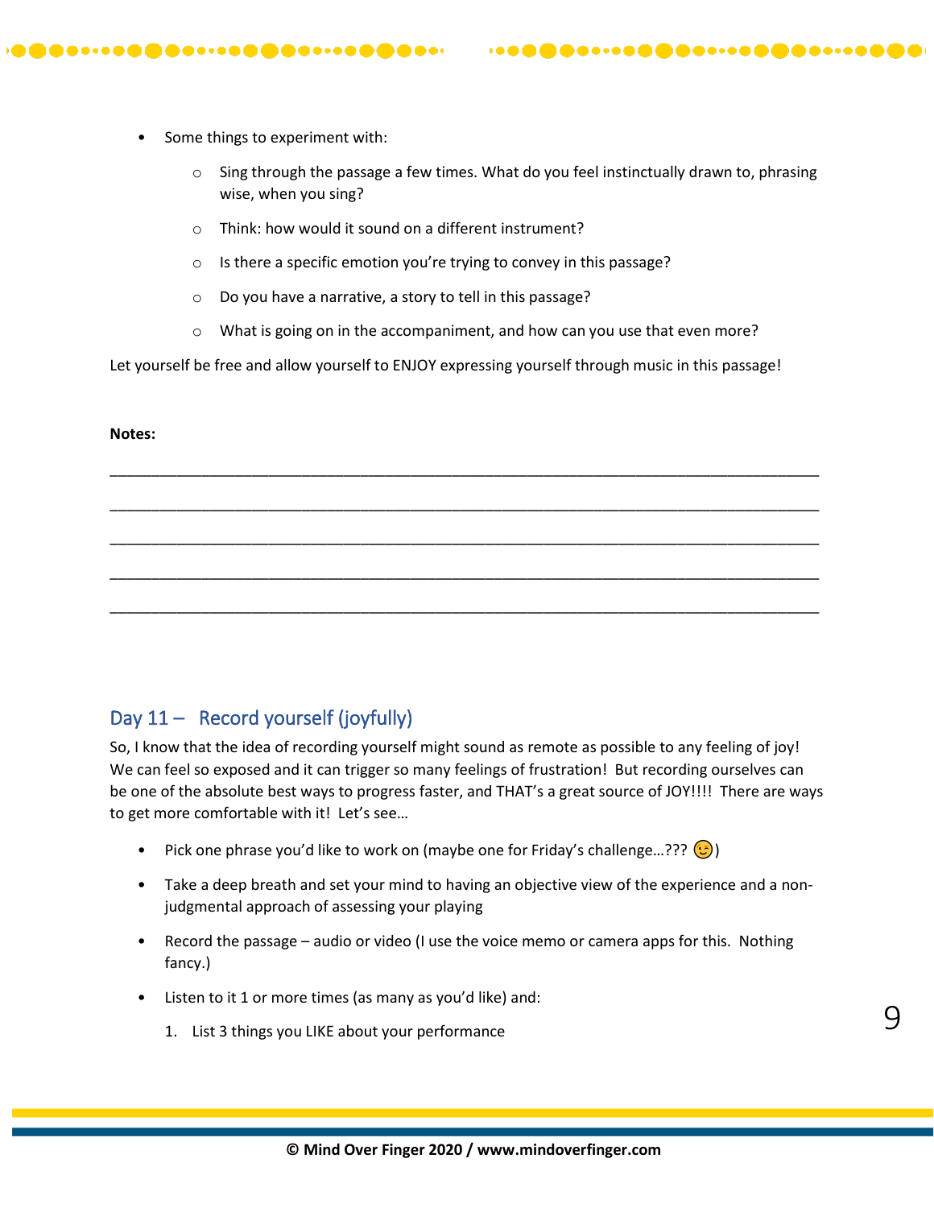- Some things to experiment with:
    - Sing through the passage a few times. What do you feel instinctually drawn to, phrasing wise, when you sing?
    - Think: how would it sound on a different instrument?
    - Is there a specific emotion you're trying to convey in this passage?
    - Do you have a narrative, a story to tell in this passage?
    - What is going on in the accompaniment, and how can you use that even more?

Let yourself be free and allow yourself to ENJOY expressing yourself through music in this passage!

**Notes:**

________________________________________________________________________________

________________________________________________________________________________

________________________________________________________________________________

________________________________________________________________________________

________________________________________________________________________________

## Day 11 – Record yourself (joyfully)

So, I know that the idea of recording yourself might sound as remote as possible to any feeling of joy! We can feel so exposed and it can trigger so many feelings of frustration! But recording ourselves can be one of the absolute best ways to progress faster, and THAT's a great source of JOY!!!! There are ways to get more comfortable with it! Let's see…

- Pick one phrase you'd like to work on (maybe one for Friday's challenge…??? 😉)
- Take a deep breath and set your mind to having an objective view of the experience and a non-judgmental approach of assessing your playing
- Record the passage – audio or video (I use the voice memo or camera apps for this. Nothing fancy.)
- Listen to it 1 or more times (as many as you'd like) and:
    1. List 3 things you LIKE about your performance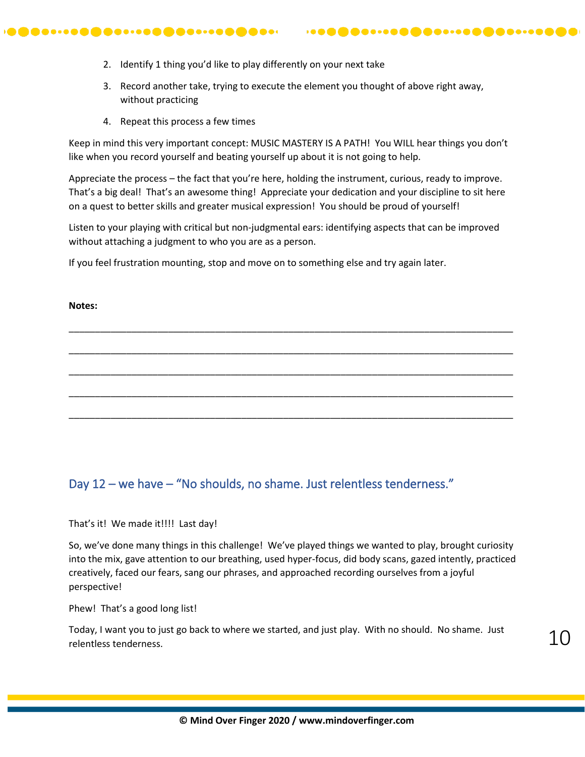2. Identify 1 thing you'd like to play differently on your next take
3. Record another take, trying to execute the element you thought of above right away, without practicing
4. Repeat this process a few times

Keep in mind this very important concept: MUSIC MASTERY IS A PATH! You WILL hear things you don't like when you record yourself and beating yourself up about it is not going to help.

Appreciate the process – the fact that you're here, holding the instrument, curious, ready to improve. That's a big deal! That's an awesome thing! Appreciate your dedication and your discipline to sit here on a quest to better skills and greater musical expression! You should be proud of yourself!

Listen to your playing with critical but non-judgmental ears: identifying aspects that can be improved without attaching a judgment to who you are as a person.

If you feel frustration mounting, stop and move on to something else and try again later.

**Notes:**

______________________________________________________________________________

______________________________________________________________________________

______________________________________________________________________________

______________________________________________________________________________

______________________________________________________________________________

## Day 12 – we have – "No shoulds, no shame. Just relentless tenderness."

That's it! We made it!!!! Last day!

So, we've done many things in this challenge! We've played things we wanted to play, brought curiosity into the mix, gave attention to our breathing, used hyper-focus, did body scans, gazed intently, practiced creatively, faced our fears, sang our phrases, and approached recording ourselves from a joyful perspective!

Phew! That's a good long list!

Today, I want you to just go back to where we started, and just play. With no should. No shame. Just relentless tenderness.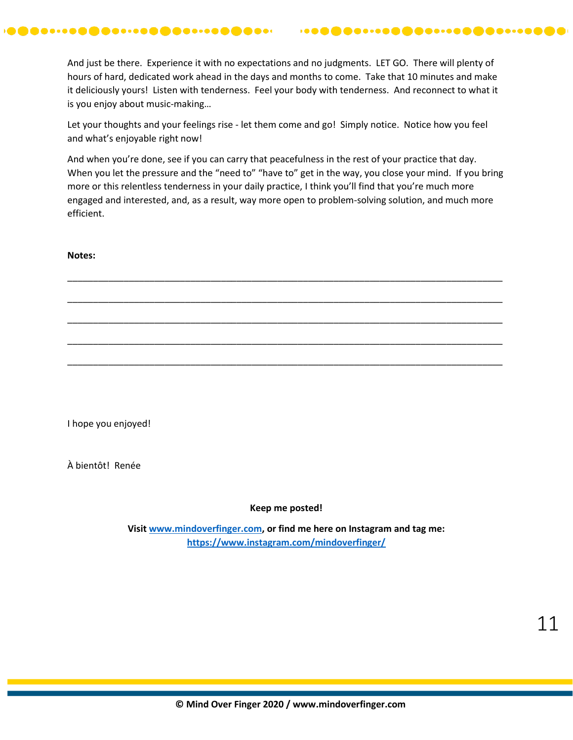And just be there. Experience it with no expectations and no judgments. LET GO. There will plenty of hours of hard, dedicated work ahead in the days and months to come. Take that 10 minutes and make it deliciously yours! Listen with tenderness. Feel your body with tenderness. And reconnect to what it is you enjoy about music-making…

Let your thoughts and your feelings rise - let them come and go! Simply notice. Notice how you feel and what's enjoyable right now!

And when you're done, see if you can carry that peacefulness in the rest of your practice that day. When you let the pressure and the "need to" "have to" get in the way, you close your mind. If you bring more or this relentless tenderness in your daily practice, I think you'll find that you're much more engaged and interested, and, as a result, way more open to problem-solving solution, and much more efficient.

**Notes:**

_______________________________________________________________________________

_______________________________________________________________________________

_______________________________________________________________________________

_______________________________________________________________________________

_______________________________________________________________________________

I hope you enjoyed!

À bientôt! Renée

**Keep me posted!**

**Visit [www.mindoverfinger.com](http://www.mindoverfinger.com), or find me here on Instagram and tag me: [https://www.instagram.com/mindoverfinger/](https://www.instagram.com/mindoverfinger/)**